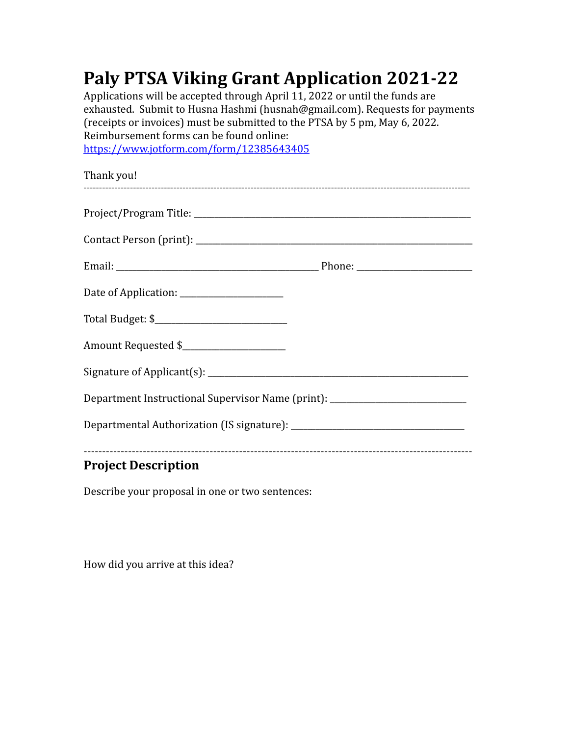# Paly PTSA Viking Grant Application 2021-22

Applications will be accepted through April 11, 2022 or until the funds are exhausted. Submit to Husna Hashmi (husnah@gmail.com). Requests for payments (receipts or invoices) must be submitted to the PTSA by 5 pm, May 6, 2022. Reimbursement forms can be found online: [https://www.jotform.com/form/12385643405](https://www.jotform.com/form/12385643405)

Thank you!

---

Project/Program Title: ______________________________________________

Contact Person (print): ______________________________________________

Email: ___________________________________ Phone: ____________________

Date of Application: __________________

Total Budget: $_______________________

Amount Requested $___________________

Signature of Applicant(s): ____________________________________________

Department Instructional Supervisor Name (print): _______________________

Departmental Authorization (IS signature): ____________________________

---

## Project Description

Describe your proposal in one or two sentences:

How did you arrive at this idea?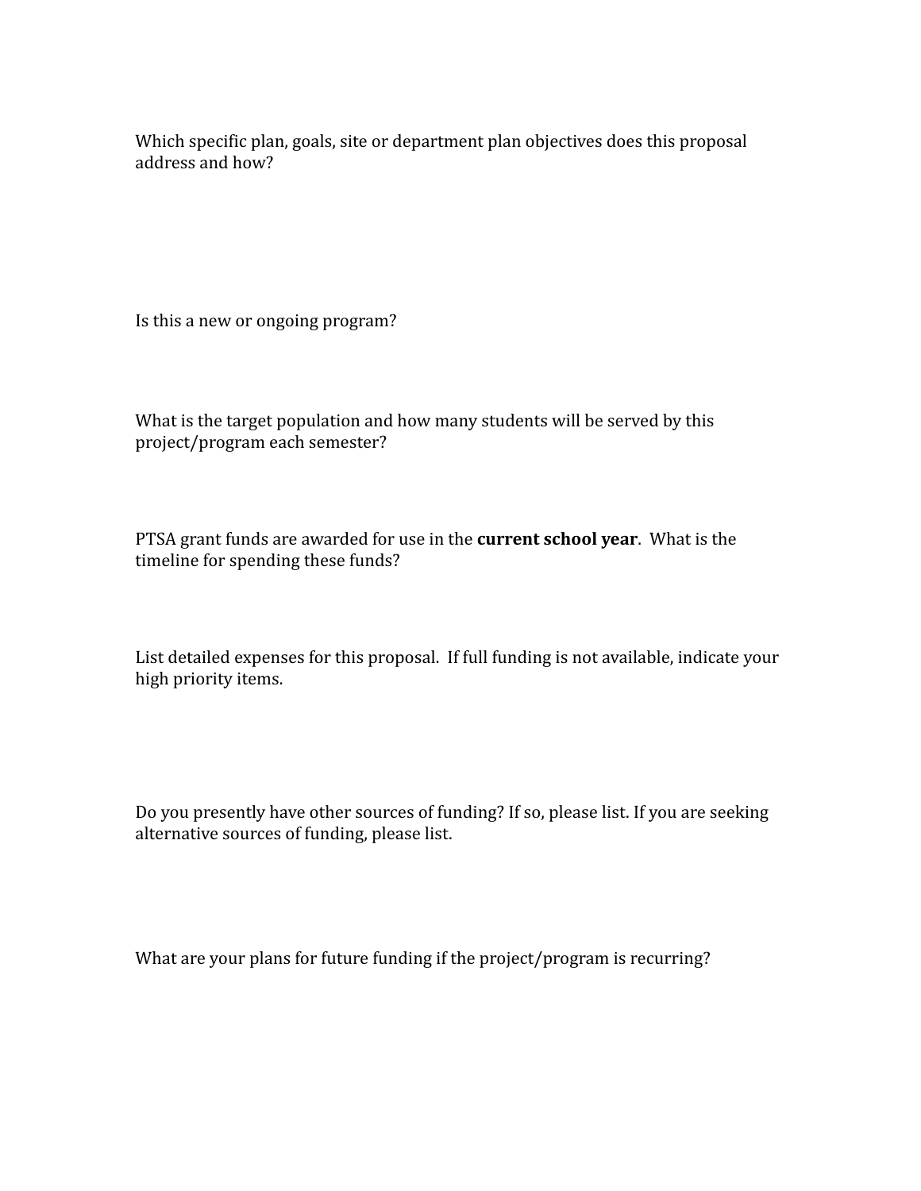Which specific plan, goals, site or department plan objectives does this proposal address and how?

Is this a new or ongoing program?

What is the target population and how many students will be served by this project/program each semester?

PTSA grant funds are awarded for use in the **current school year**. What is the timeline for spending these funds?

List detailed expenses for this proposal. If full funding is not available, indicate your high priority items.

Do you presently have other sources of funding? If so, please list. If you are seeking alternative sources of funding, please list.

What are your plans for future funding if the project/program is recurring?